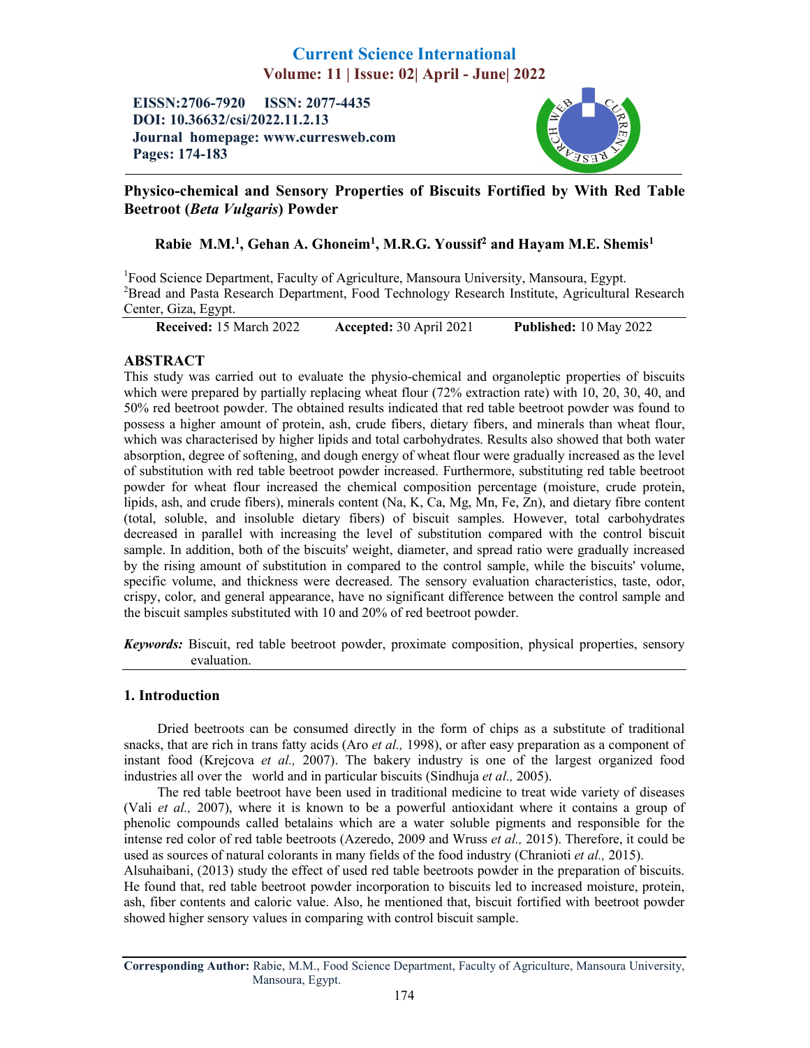# Physico-chemical and Sensory Properties of Biscuits Fortified by With Red Table Beetroot (*Beta Vulgaris*) Powder

**Rabie M.M.[1], Gehan A. Ghoneim[1], M.R.G. Youssif[2] and Hayam M.E. Shemis[1]**

[1]Food Science Department, Faculty of Agriculture, Mansoura University, Mansoura, Egypt.
[2]Bread and Pasta Research Department, Food Technology Research Institute, Agricultural Research Center, Giza, Egypt.

**Received:** 15 March 2022 **Accepted:** 30 April 2021 **Published:** 10 May 2022

## ABSTRACT

This study was carried out to evaluate the physio-chemical and organoleptic properties of biscuits which were prepared by partially replacing wheat flour (72% extraction rate) with 10, 20, 30, 40, and 50% red beetroot powder. The obtained results indicated that red table beetroot powder was found to possess a higher amount of protein, ash, crude fibers, dietary fibers, and minerals than wheat flour, which was characterised by higher lipids and total carbohydrates. Results also showed that both water absorption, degree of softening, and dough energy of wheat flour were gradually increased as the level of substitution with red table beetroot powder increased. Furthermore, substituting red table beetroot powder for wheat flour increased the chemical composition percentage (moisture, crude protein, lipids, ash, and crude fibers), minerals content (Na, K, Ca, Mg, Mn, Fe, Zn), and dietary fibre content (total, soluble, and insoluble dietary fibers) of biscuit samples. However, total carbohydrates decreased in parallel with increasing the level of substitution compared with the control biscuit sample. In addition, both of the biscuits' weight, diameter, and spread ratio were gradually increased by the rising amount of substitution in compared to the control sample, while the biscuits' volume, specific volume, and thickness were decreased. The sensory evaluation characteristics, taste, odor, crispy, color, and general appearance, have no significant difference between the control sample and the biscuit samples substituted with 10 and 20% of red beetroot powder.

***Keywords:*** Biscuit, red table beetroot powder, proximate composition, physical properties, sensory evaluation.

## 1. Introduction

Dried beetroots can be consumed directly in the form of chips as a substitute of traditional snacks, that are rich in trans fatty acids (Aro *et al.,* 1998), or after easy preparation as a component of instant food (Krejcova *et al.,* 2007). The bakery industry is one of the largest organized food industries all over the world and in particular biscuits (Sindhuja *et al.,* 2005).

The red table beetroot have been used in traditional medicine to treat wide variety of diseases (Vali *et al.,* 2007), where it is known to be a powerful antioxidant where it contains a group of phenolic compounds called betalains which are a water soluble pigments and responsible for the intense red color of red table beetroots (Azeredo, 2009 and Wruss *et al.,* 2015). Therefore, it could be used as sources of natural colorants in many fields of the food industry (Chranioti *et al.,* 2015).

Alsuhaibani, (2013) study the effect of used red table beetroots powder in the preparation of biscuits. He found that, red table beetroot powder incorporation to biscuits led to increased moisture, protein, ash, fiber contents and caloric value. Also, he mentioned that, biscuit fortified with beetroot powder showed higher sensory values in comparing with control biscuit sample.

**Corresponding Author:** Rabie, M.M., Food Science Department, Faculty of Agriculture, Mansoura University, Mansoura, Egypt.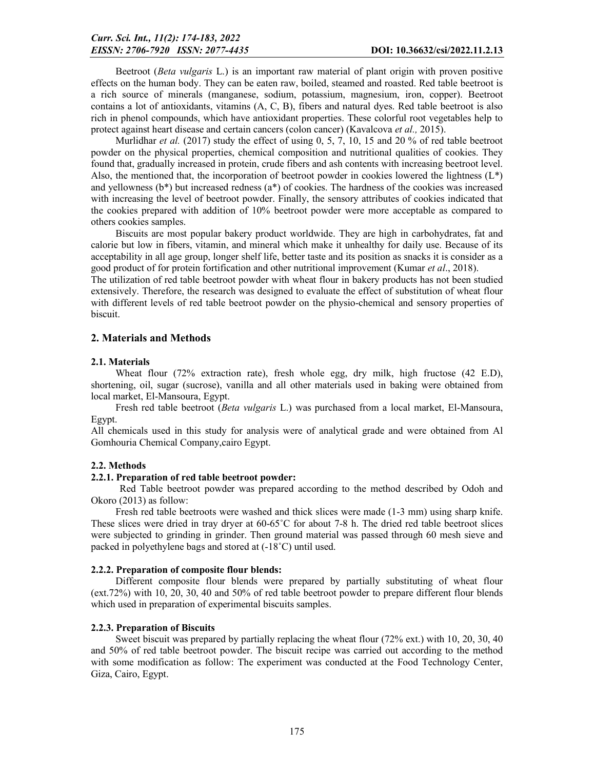Beetroot (*Beta vulgaris* L.) is an important raw material of plant origin with proven positive effects on the human body. They can be eaten raw, boiled, steamed and roasted. Red table beetroot is a rich source of minerals (manganese, sodium, potassium, magnesium, iron, copper). Beetroot contains a lot of antioxidants, vitamins (A, C, B), fibers and natural dyes. Red table beetroot is also rich in phenol compounds, which have antioxidant properties. These colorful root vegetables help to protect against heart disease and certain cancers (colon cancer) (Kavalcova *et al.,* 2015).

Murlidhar *et al.* (2017) study the effect of using 0, 5, 7, 10, 15 and 20 % of red table beetroot powder on the physical properties, chemical composition and nutritional qualities of cookies. They found that, gradually increased in protein, crude fibers and ash contents with increasing beetroot level. Also, the mentioned that, the incorporation of beetroot powder in cookies lowered the lightness (L*) and yellowness (b*) but increased redness (a*) of cookies. The hardness of the cookies was increased with increasing the level of beetroot powder. Finally, the sensory attributes of cookies indicated that the cookies prepared with addition of 10% beetroot powder were more acceptable as compared to others cookies samples.

Biscuits are most popular bakery product worldwide. They are high in carbohydrates, fat and calorie but low in fibers, vitamin, and mineral which make it unhealthy for daily use. Because of its acceptability in all age group, longer shelf life, better taste and its position as snacks it is consider as a good product of for protein fortification and other nutritional improvement (Kumar *et al*., 2018).

The utilization of red table beetroot powder with wheat flour in bakery products has not been studied extensively. Therefore, the research was designed to evaluate the effect of substitution of wheat flour with different levels of red table beetroot powder on the physio-chemical and sensory properties of biscuit.

## 2. Materials and Methods

### 2.1. Materials

Wheat flour (72% extraction rate), fresh whole egg, dry milk, high fructose (42 E.D), shortening, oil, sugar (sucrose), vanilla and all other materials used in baking were obtained from local market, El-Mansoura, Egypt.

Fresh red table beetroot (*Beta vulgaris* L.) was purchased from a local market, El-Mansoura, Egypt.

All chemicals used in this study for analysis were of analytical grade and were obtained from Al Gomhouria Chemical Company,cairo Egypt.

### 2.2. Methods

#### 2.2.1. Preparation of red table beetroot powder:

Red Table beetroot powder was prepared according to the method described by Odoh and Okoro (2013) as follow:

Fresh red table beetroots were washed and thick slices were made (1-3 mm) using sharp knife. These slices were dried in tray dryer at 60-65˚C for about 7-8 h. The dried red table beetroot slices were subjected to grinding in grinder. Then ground material was passed through 60 mesh sieve and packed in polyethylene bags and stored at (-18˚C) until used.

#### 2.2.2. Preparation of composite flour blends:

Different composite flour blends were prepared by partially substituting of wheat flour (ext.72%) with 10, 20, 30, 40 and 50% of red table beetroot powder to prepare different flour blends which used in preparation of experimental biscuits samples.

#### 2.2.3. Preparation of Biscuits

Sweet biscuit was prepared by partially replacing the wheat flour (72% ext.) with 10, 20, 30, 40 and 50% of red table beetroot powder. The biscuit recipe was carried out according to the method with some modification as follow: The experiment was conducted at the Food Technology Center, Giza, Cairo, Egypt.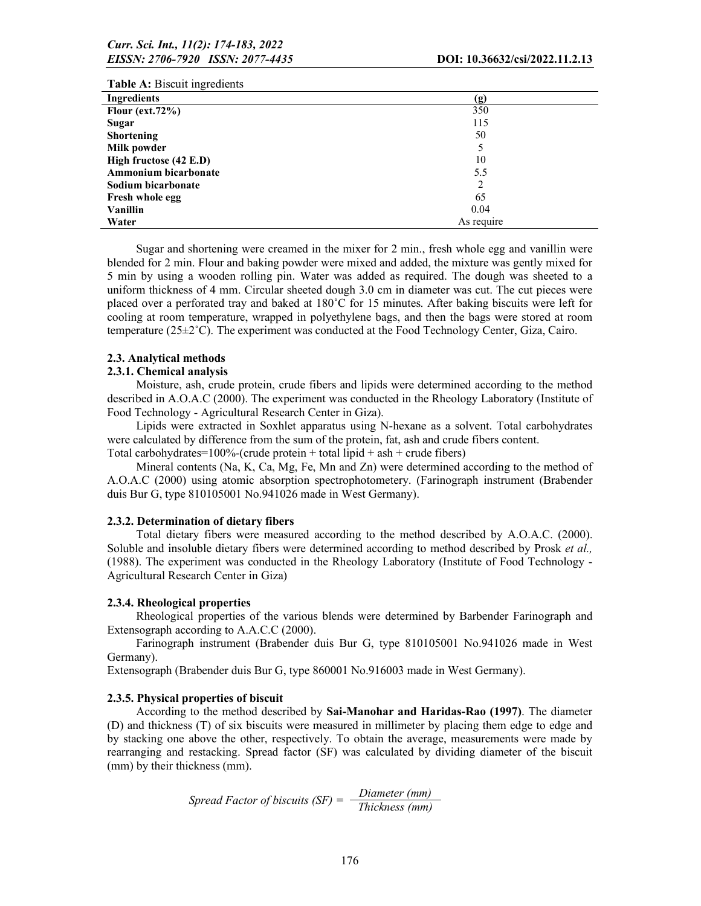**Table A:** Biscuit ingredients

| Ingredients | (g) |
|---|---|
| **Flour (ext.72%)** | 350 |
| **Sugar** | 115 |
| **Shortening** | 50 |
| **Milk powder** | 5 |
| **High fructose (42 E.D)** | 10 |
| **Ammonium bicarbonate** | 5.5 |
| **Sodium bicarbonate** | 2 |
| **Fresh whole egg** | 65 |
| **Vanillin** | 0.04 |
| **Water** | As require |

Sugar and shortening were creamed in the mixer for 2 min., fresh whole egg and vanillin were blended for 2 min. Flour and baking powder were mixed and added, the mixture was gently mixed for 5 min by using a wooden rolling pin. Water was added as required. The dough was sheeted to a uniform thickness of 4 mm. Circular sheeted dough 3.0 cm in diameter was cut. The cut pieces were placed over a perforated tray and baked at 180˚C for 15 minutes. After baking biscuits were left for cooling at room temperature, wrapped in polyethylene bags, and then the bags were stored at room temperature (25±2˚C). The experiment was conducted at the Food Technology Center, Giza, Cairo.

### 2.3. Analytical methods

#### 2.3.1. Chemical analysis

Moisture, ash, crude protein, crude fibers and lipids were determined according to the method described in A.O.A.C (2000). The experiment was conducted in the Rheology Laboratory (Institute of Food Technology - Agricultural Research Center in Giza).

Lipids were extracted in Soxhlet apparatus using N-hexane as a solvent. Total carbohydrates were calculated by difference from the sum of the protein, fat, ash and crude fibers content.
Total carbohydrates=100%-(crude protein + total lipid + ash + crude fibers)

Mineral contents (Na, K, Ca, Mg, Fe, Mn and Zn) were determined according to the method of A.O.A.C (2000) using atomic absorption spectrophotometery. (Farinograph instrument (Brabender duis Bur G, type 810105001 No.941026 made in West Germany).

#### 2.3.2. Determination of dietary fibers

Total dietary fibers were measured according to the method described by A.O.A.C. (2000). Soluble and insoluble dietary fibers were determined according to method described by Prosk *et al.,* (1988). The experiment was conducted in the Rheology Laboratory (Institute of Food Technology - Agricultural Research Center in Giza)

#### 2.3.4. Rheological properties

Rheological properties of the various blends were determined by Barbender Farinograph and Extensograph according to A.A.C.C (2000).

Farinograph instrument (Brabender duis Bur G, type 810105001 No.941026 made in West Germany).

Extensograph (Brabender duis Bur G, type 860001 No.916003 made in West Germany).

#### 2.3.5. Physical properties of biscuit

According to the method described by **Sai-Manohar and Haridas-Rao (1997)**. The diameter (D) and thickness (T) of six biscuits were measured in millimeter by placing them edge to edge and by stacking one above the other, respectively. To obtain the average, measurements were made by rearranging and restacking. Spread factor (SF) was calculated by dividing diameter of the biscuit (mm) by their thickness (mm).

$$\text{Spread Factor of biscuits (SF)} = \frac{\text{Diameter (mm)}}{\text{Thickness (mm)}}$$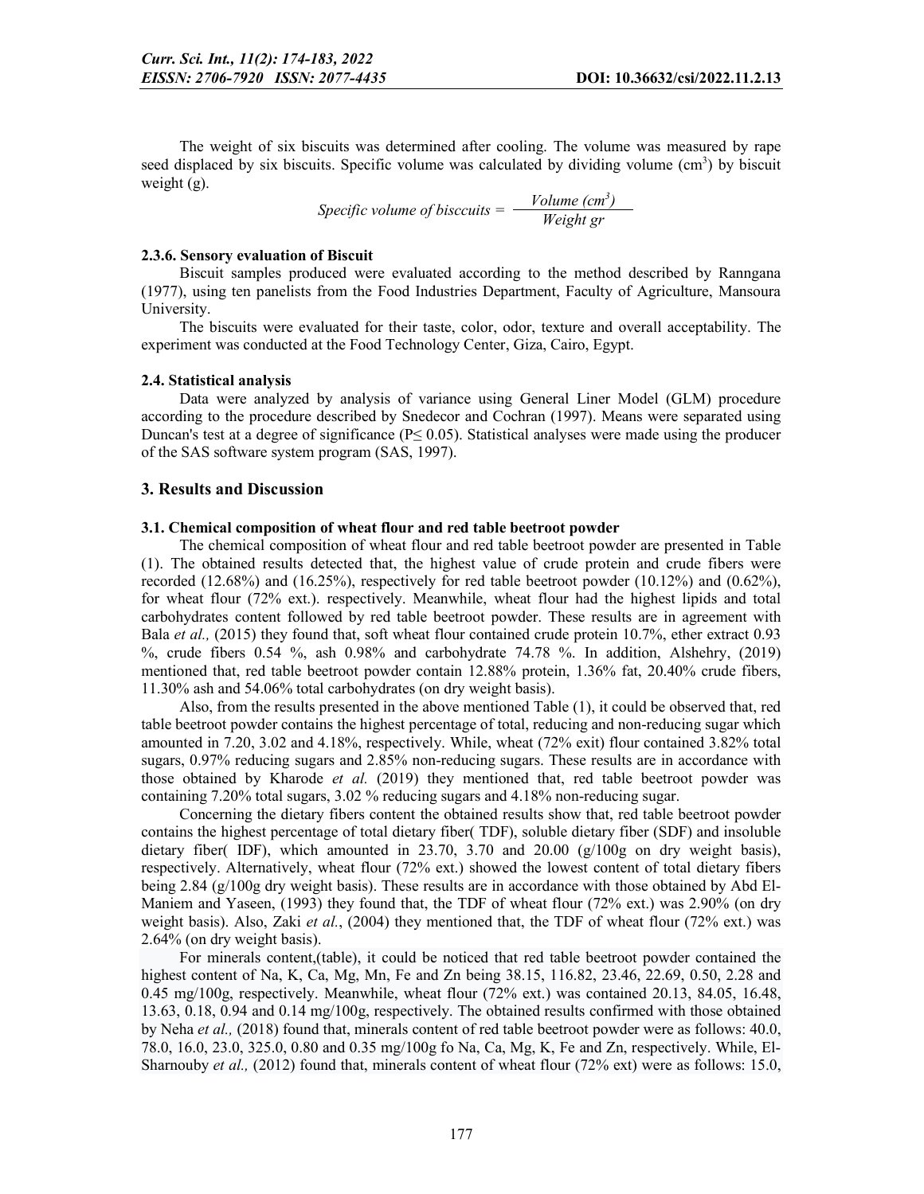The weight of six biscuits was determined after cooling. The volume was measured by rape seed displaced by six biscuits. Specific volume was calculated by dividing volume (cm$^3$) by biscuit weight (g).

$$\textit{Specific volume of bisccuits} = \frac{\textit{Volume (cm}^3\textit{)}}{\textit{Weight gr}}$$

#### 2.3.6. Sensory evaluation of Biscuit

Biscuit samples produced were evaluated according to the method described by Ranngana (1977), using ten panelists from the Food Industries Department, Faculty of Agriculture, Mansoura University.

The biscuits were evaluated for their taste, color, odor, texture and overall acceptability. The experiment was conducted at the Food Technology Center, Giza, Cairo, Egypt.

### 2.4. Statistical analysis

Data were analyzed by analysis of variance using General Liner Model (GLM) procedure according to the procedure described by Snedecor and Cochran (1997). Means were separated using Duncan's test at a degree of significance ($P \leq 0.05$). Statistical analyses were made using the producer of the SAS software system program (SAS, 1997).

## 3. Results and Discussion

### 3.1. Chemical composition of wheat flour and red table beetroot powder

The chemical composition of wheat flour and red table beetroot powder are presented in Table (1). The obtained results detected that, the highest value of crude protein and crude fibers were recorded (12.68%) and (16.25%), respectively for red table beetroot powder (10.12%) and (0.62%), for wheat flour (72% ext.). respectively. Meanwhile, wheat flour had the highest lipids and total carbohydrates content followed by red table beetroot powder. These results are in agreement with Bala *et al.,* (2015) they found that, soft wheat flour contained crude protein 10.7%, ether extract 0.93 %, crude fibers 0.54 %, ash 0.98% and carbohydrate 74.78 %. In addition, Alshehry, (2019) mentioned that, red table beetroot powder contain 12.88% protein, 1.36% fat, 20.40% crude fibers, 11.30% ash and 54.06% total carbohydrates (on dry weight basis).

Also, from the results presented in the above mentioned Table (1), it could be observed that, red table beetroot powder contains the highest percentage of total, reducing and non-reducing sugar which amounted in 7.20, 3.02 and 4.18%, respectively. While, wheat (72% exit) flour contained 3.82% total sugars, 0.97% reducing sugars and 2.85% non-reducing sugars. These results are in accordance with those obtained by Kharode *et al.* (2019) they mentioned that, red table beetroot powder was containing 7.20% total sugars, 3.02 % reducing sugars and 4.18% non-reducing sugar.

Concerning the dietary fibers content the obtained results show that, red table beetroot powder contains the highest percentage of total dietary fiber( TDF), soluble dietary fiber (SDF) and insoluble dietary fiber( IDF), which amounted in 23.70, 3.70 and 20.00 (g/100g on dry weight basis), respectively. Alternatively, wheat flour (72% ext.) showed the lowest content of total dietary fibers being 2.84 (g/100g dry weight basis). These results are in accordance with those obtained by Abd El-Maniem and Yaseen, (1993) they found that, the TDF of wheat flour (72% ext.) was 2.90% (on dry weight basis). Also, Zaki *et al.*, (2004) they mentioned that, the TDF of wheat flour (72% ext.) was 2.64% (on dry weight basis).

For minerals content,(table), it could be noticed that red table beetroot powder contained the highest content of Na, K, Ca, Mg, Mn, Fe and Zn being 38.15, 116.82, 23.46, 22.69, 0.50, 2.28 and 0.45 mg/100g, respectively. Meanwhile, wheat flour (72% ext.) was contained 20.13, 84.05, 16.48, 13.63, 0.18, 0.94 and 0.14 mg/100g, respectively. The obtained results confirmed with those obtained by Neha *et al.,* (2018) found that, minerals content of red table beetroot powder were as follows: 40.0, 78.0, 16.0, 23.0, 325.0, 0.80 and 0.35 mg/100g fo Na, Ca, Mg, K, Fe and Zn, respectively. While, El-Sharnouby *et al.,* (2012) found that, minerals content of wheat flour (72% ext) were as follows: 15.0,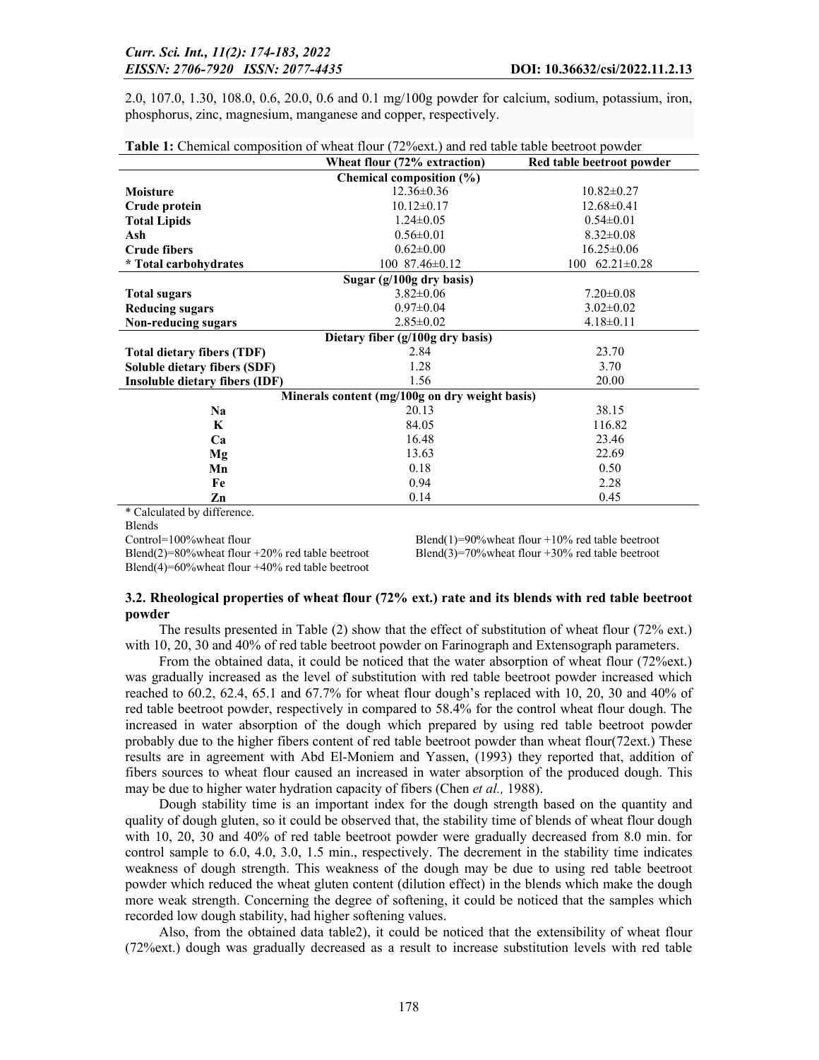2.0, 107.0, 1.30, 108.0, 0.6, 20.0, 0.6 and 0.1 mg/100g powder for calcium, sodium, potassium, iron, phosphorus, zinc, magnesium, manganese and copper, respectively.

**Table 1:** Chemical composition of wheat flour (72%ext.) and red table table beetroot powder

| | Wheat flour (72% extraction) | Red table beetroot powder |
|---|---|---|
| **Chemical composition (%)** | | |
| **Moisture** | 12.36±0.36 | 10.82±0.27 |
| **Crude protein** | 10.12±0.17 | 12.68±0.41 |
| **Total Lipids** | 1.24±0.05 | 0.54±0.01 |
| **Ash** | 0.56±0.01 | 8.32±0.08 |
| **Crude fibers** | 0.62±0.00 | 16.25±0.06 |
| **\* Total carbohydrates** | 100 87.46±0.12 | 100 62.21±0.28 |
| **Sugar (g/100g dry basis)** | | |
| **Total sugars** | 3.82±0.06 | 7.20±0.08 |
| **Reducing sugars** | 0.97±0.04 | 3.02±0.02 |
| **Non-reducing sugars** | 2.85±0.02 | 4.18±0.11 |
| **Dietary fiber (g/100g dry basis)** | | |
| **Total dietary fibers (TDF)** | 2.84 | 23.70 |
| **Soluble dietary fibers (SDF)** | 1.28 | 3.70 |
| **Insoluble dietary fibers (IDF)** | 1.56 | 20.00 |
| **Minerals content (mg/100g on dry weight basis)** | | |
| **Na** | 20.13 | 38.15 |
| **K** | 84.05 | 116.82 |
| **Ca** | 16.48 | 23.46 |
| **Mg** | 13.63 | 22.69 |
| **Mn** | 0.18 | 0.50 |
| **Fe** | 0.94 | 2.28 |
| **Zn** | 0.14 | 0.45 |

\* Calculated by difference.

Blends

Control=100%wheat flour

Blend(1)=90%wheat flour +10% red table beetroot

Blend(2)=80%wheat flour +20% red table beetroot

Blend(3)=70%wheat flour +30% red table beetroot

Blend(4)=60%wheat flour +40% red table beetroot

### 3.2. Rheological properties of wheat flour (72% ext.) rate and its blends with red table beetroot powder

The results presented in Table (2) show that the effect of substitution of wheat flour (72% ext.) with 10, 20, 30 and 40% of red table beetroot powder on Farinograph and Extensograph parameters.

From the obtained data, it could be noticed that the water absorption of wheat flour (72%ext.) was gradually increased as the level of substitution with red table beetroot powder increased which reached to 60.2, 62.4, 65.1 and 67.7% for wheat flour dough's replaced with 10, 20, 30 and 40% of red table beetroot powder, respectively in compared to 58.4% for the control wheat flour dough. The increased in water absorption of the dough which prepared by using red table beetroot powder probably due to the higher fibers content of red table beetroot powder than wheat flour(72ext.) These results are in agreement with Abd El-Moniem and Yassen, (1993) they reported that, addition of fibers sources to wheat flour caused an increased in water absorption of the produced dough. This may be due to higher water hydration capacity of fibers (Chen *et al.,* 1988).

Dough stability time is an important index for the dough strength based on the quantity and quality of dough gluten, so it could be observed that, the stability time of blends of wheat flour dough with 10, 20, 30 and 40% of red table beetroot powder were gradually decreased from 8.0 min. for control sample to 6.0, 4.0, 3.0, 1.5 min., respectively. The decrement in the stability time indicates weakness of dough strength. This weakness of the dough may be due to using red table beetroot powder which reduced the wheat gluten content (dilution effect) in the blends which make the dough more weak strength. Concerning the degree of softening, it could be noticed that the samples which recorded low dough stability, had higher softening values.

Also, from the obtained data table2), it could be noticed that the extensibility of wheat flour (72%ext.) dough was gradually decreased as a result to increase substitution levels with red table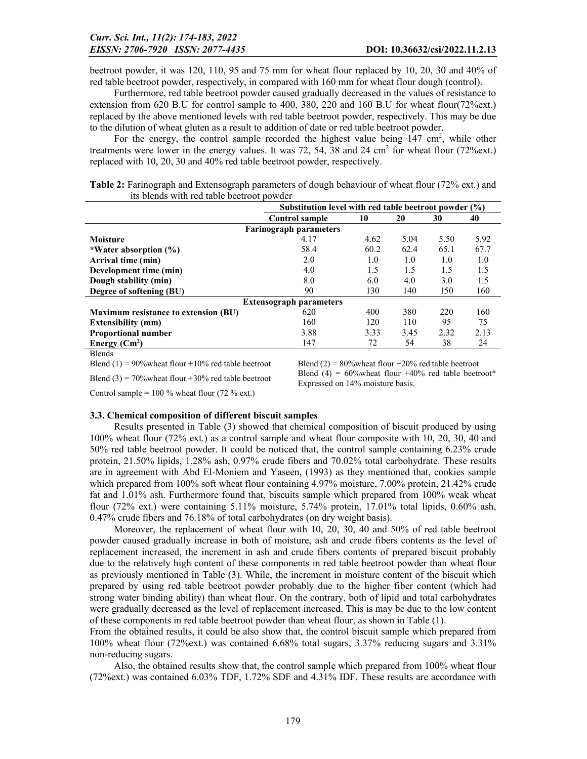beetroot powder, it was 120, 110, 95 and 75 mm for wheat flour replaced by 10, 20, 30 and 40% of red table beetroot powder, respectively, in compared with 160 mm for wheat flour dough (control).

Furthermore, red table beetroot powder caused gradually decreased in the values of resistance to extension from 620 B.U for control sample to 400, 380, 220 and 160 B.U for wheat flour(72%ext.) replaced by the above mentioned levels with red table beetroot powder, respectively. This may be due to the dilution of wheat gluten as a result to addition of date or red table beetroot powder.

For the energy, the control sample recorded the highest value being 147 $cm^2$, while other treatments were lower in the energy values. It was 72, 54, 38 and 24 $cm^2$ for wheat flour (72%ext.) replaced with 10, 20, 30 and 40% red table beetroot powder, respectively.

**Table 2:** Farinograph and Extensograph parameters of dough behaviour of wheat flour (72% ext.) and its blends with red table beetroot powder

| | Substitution level with red table beetroot powder (%) | | | | |
|---|---|---|---|---|---|
| | **Control sample** | **10** | **20** | **30** | **40** |
| **Farinograph parameters** | | | | | |
| **Moisture** | 4.17 | 4.62 | 5.04 | 5.50 | 5.92 |
| ***Water absorption (%)** | 58.4 | 60.2 | 62.4 | 65.1 | 67.7 |
| **Arrival time (min)** | 2.0 | 1.0 | 1.0 | 1.0 | 1.0 |
| **Development time (min)** | 4.0 | 1.5 | 1.5 | 1.5 | 1.5 |
| **Dough stability (min)** | 8.0 | 6.0 | 4.0 | 3.0 | 1.5 |
| **Degree of softening (BU)** | 90 | 130 | 140 | 150 | 160 |
| **Extensograph parameters** | | | | | |
| **Maximum resistance to extension (BU)** | 620 | 400 | 380 | 220 | 160 |
| **Extensibility (mm)** | 160 | 120 | 110 | 95 | 75 |
| **Proportional number** | 3.88 | 3.33 | 3.45 | 2.32 | 2.13 |
| **Energy ($Cm^2$)** | 147 | 72 | 54 | 38 | 24 |

Blends

Blend (1) = 90%wheat flour +10% red table beetroot

Blend (2) = 80%wheat flour +20% red table beetroot

Blend (3) = 70%wheat flour +30% red table beetroot

Blend (4) = 60%wheat flour +40% red table beetroot* Expressed on 14% moisture basis.

Control sample = 100 % wheat flour (72 % ext.)

### 3.3. Chemical composition of different biscuit samples

Results presented in Table (3) showed that chemical composition of biscuit produced by using 100% wheat flour (72% ext.) as a control sample and wheat flour composite with 10, 20, 30, 40 and 50% red table beetroot powder. It could be noticed that, the control sample containing 6.23% crude protein, 21.50% lipids, 1.28% ash, 0.97% crude fibers and 70.02% total carbohydrate. These results are in agreement with Abd El-Moniem and Yaseen, (1993) as they mentioned that, cookies sample which prepared from 100% soft wheat flour containing 4.97% moisture, 7.00% protein, 21.42% crude fat and 1.01% ash. Furthermore found that, biscuits sample which prepared from 100% weak wheat flour (72% ext.) were containing 5.11% moisture, 5.74% protein, 17.01% total lipids, 0.60% ash, 0.47% crude fibers and 76.18% of total carbohydrates (on dry weight basis).

Moreover, the replacement of wheat flour with 10, 20, 30, 40 and 50% of red table beetroot powder caused gradually increase in both of moisture, ash and crude fibers contents as the level of replacement increased, the increment in ash and crude fibers contents of prepared biscuit probably due to the relatively high content of these components in red table beetroot powder than wheat flour as previously mentioned in Table (3). While, the increment in moisture content of the biscuit which prepared by using red table beetroot powder probably due to the higher fiber content (which had strong water binding ability) than wheat flour. On the contrary, both of lipid and total carbohydrates were gradually decreased as the level of replacement increased. This is may be due to the low content of these components in red table beetroot powder than wheat flour, as shown in Table (1).

From the obtained results, it could be also show that, the control biscuit sample which prepared from 100% wheat flour (72%ext.) was contained 6.68% total sugars, 3.37% reducing sugars and 3.31% non-reducing sugars.

Also, the obtained results show that, the control sample which prepared from 100% wheat flour (72%ext.) was contained 6.03% TDF, 1.72% SDF and 4.31% IDF. These results are accordance with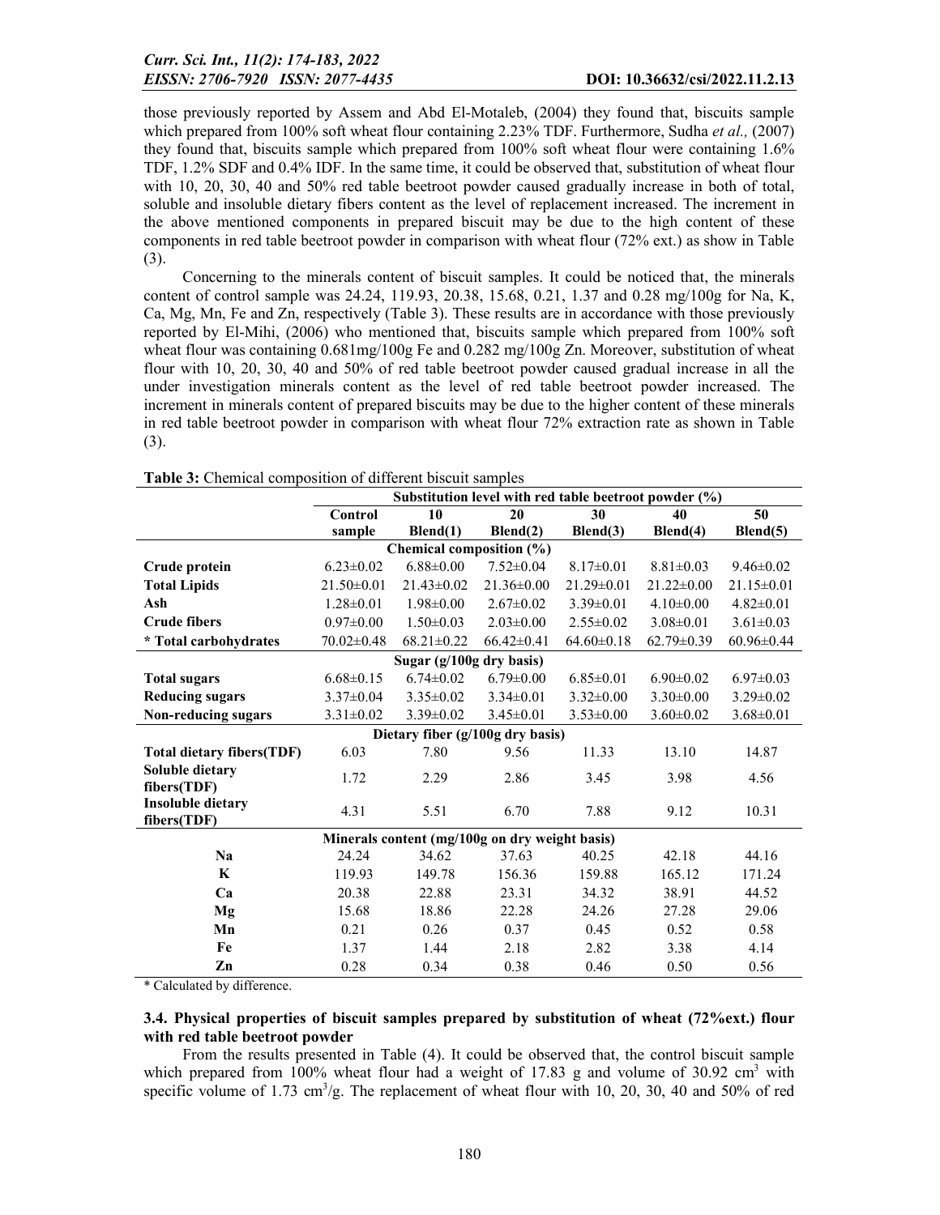those previously reported by Assem and Abd El-Motaleb, (2004) they found that, biscuits sample which prepared from 100% soft wheat flour containing 2.23% TDF. Furthermore, Sudha *et al.,* (2007) they found that, biscuits sample which prepared from 100% soft wheat flour were containing 1.6% TDF, 1.2% SDF and 0.4% IDF. In the same time, it could be observed that, substitution of wheat flour with 10, 20, 30, 40 and 50% red table beetroot powder caused gradually increase in both of total, soluble and insoluble dietary fibers content as the level of replacement increased. The increment in the above mentioned components in prepared biscuit may be due to the high content of these components in red table beetroot powder in comparison with wheat flour (72% ext.) as show in Table (3).

Concerning to the minerals content of biscuit samples. It could be noticed that, the minerals content of control sample was 24.24, 119.93, 20.38, 15.68, 0.21, 1.37 and 0.28 mg/100g for Na, K, Ca, Mg, Mn, Fe and Zn, respectively (Table 3). These results are in accordance with those previously reported by El-Mihi, (2006) who mentioned that, biscuits sample which prepared from 100% soft wheat flour was containing 0.681mg/100g Fe and 0.282 mg/100g Zn. Moreover, substitution of wheat flour with 10, 20, 30, 40 and 50% of red table beetroot powder caused gradual increase in all the under investigation minerals content as the level of red table beetroot powder increased. The increment in minerals content of prepared biscuits may be due to the higher content of these minerals in red table beetroot powder in comparison with wheat flour 72% extraction rate as shown in Table (3).

**Table 3:** Chemical composition of different biscuit samples

| | Substitution level with red table beetroot powder (%) | | | | | |
|---|---|---|---|---|---|---|
| | Control sample | 10 Blend(1) | 20 Blend(2) | 30 Blend(3) | 40 Blend(4) | 50 Blend(5) |
| **Chemical composition (%)** | | | | | | |
| **Crude protein** | 6.23±0.02 | 6.88±0.00 | 7.52±0.04 | 8.17±0.01 | 8.81±0.03 | 9.46±0.02 |
| **Total Lipids** | 21.50±0.01 | 21.43±0.02 | 21.36±0.00 | 21.29±0.01 | 21.22±0.00 | 21.15±0.01 |
| **Ash** | 1.28±0.01 | 1.98±0.00 | 2.67±0.02 | 3.39±0.01 | 4.10±0.00 | 4.82±0.01 |
| **Crude fibers** | 0.97±0.00 | 1.50±0.03 | 2.03±0.00 | 2.55±0.02 | 3.08±0.01 | 3.61±0.03 |
| **\* Total carbohydrates** | 70.02±0.48 | 68.21±0.22 | 66.42±0.41 | 64.60±0.18 | 62.79±0.39 | 60.96±0.44 |
| **Sugar (g/100g dry basis)** | | | | | | |
| **Total sugars** | 6.68±0.15 | 6.74±0.02 | 6.79±0.00 | 6.85±0.01 | 6.90±0.02 | 6.97±0.03 |
| **Reducing sugars** | 3.37±0.04 | 3.35±0.02 | 3.34±0.01 | 3.32±0.00 | 3.30±0.00 | 3.29±0.02 |
| **Non-reducing sugars** | 3.31±0.02 | 3.39±0.02 | 3.45±0.01 | 3.53±0.00 | 3.60±0.02 | 3.68±0.01 |
| **Dietary fiber (g/100g dry basis)** | | | | | | |
| **Total dietary fibers(TDF)** | 6.03 | 7.80 | 9.56 | 11.33 | 13.10 | 14.87 |
| **Soluble dietary fibers(TDF)** | 1.72 | 2.29 | 2.86 | 3.45 | 3.98 | 4.56 |
| **Insoluble dietary fibers(TDF)** | 4.31 | 5.51 | 6.70 | 7.88 | 9.12 | 10.31 |
| **Minerals content (mg/100g on dry weight basis)** | | | | | | |
| **Na** | 24.24 | 34.62 | 37.63 | 40.25 | 42.18 | 44.16 |
| **K** | 119.93 | 149.78 | 156.36 | 159.88 | 165.12 | 171.24 |
| **Ca** | 20.38 | 22.88 | 23.31 | 34.32 | 38.91 | 44.52 |
| **Mg** | 15.68 | 18.86 | 22.28 | 24.26 | 27.28 | 29.06 |
| **Mn** | 0.21 | 0.26 | 0.37 | 0.45 | 0.52 | 0.58 |
| **Fe** | 1.37 | 1.44 | 2.18 | 2.82 | 3.38 | 4.14 |
| **Zn** | 0.28 | 0.34 | 0.38 | 0.46 | 0.50 | 0.56 |

\* Calculated by difference.

### 3.4. Physical properties of biscuit samples prepared by substitution of wheat (72%ext.) flour with red table beetroot powder

From the results presented in Table (4). It could be observed that, the control biscuit sample which prepared from 100% wheat flour had a weight of 17.83 g and volume of 30.92 $cm^3$ with specific volume of 1.73 $cm^3/g$. The replacement of wheat flour with 10, 20, 30, 40 and 50% of red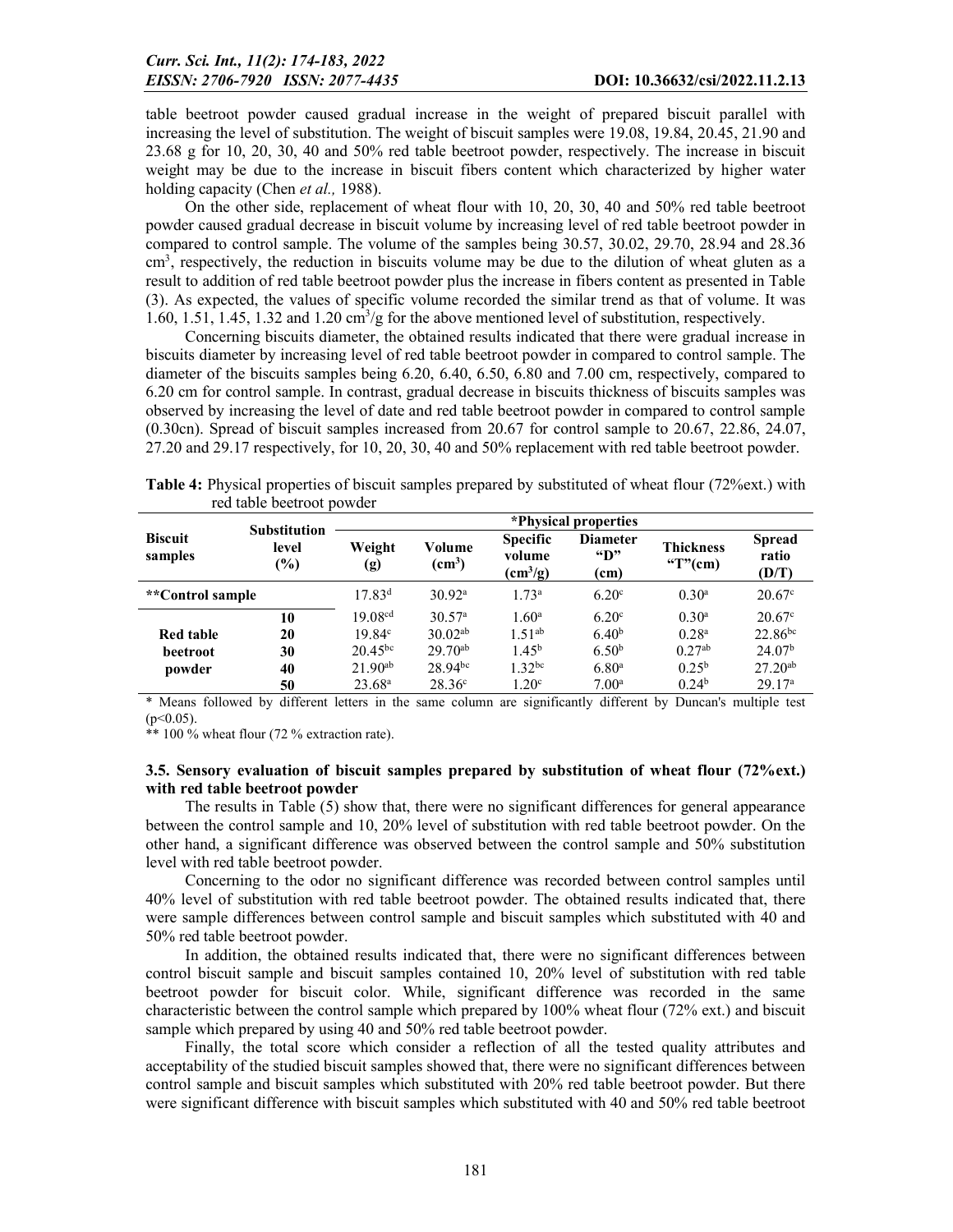table beetroot powder caused gradual increase in the weight of prepared biscuit parallel with increasing the level of substitution. The weight of biscuit samples were 19.08, 19.84, 20.45, 21.90 and 23.68 g for 10, 20, 30, 40 and 50% red table beetroot powder, respectively. The increase in biscuit weight may be due to the increase in biscuit fibers content which characterized by higher water holding capacity (Chen *et al.,* 1988).

On the other side, replacement of wheat flour with 10, 20, 30, 40 and 50% red table beetroot powder caused gradual decrease in biscuit volume by increasing level of red table beetroot powder in compared to control sample. The volume of the samples being 30.57, 30.02, 29.70, 28.94 and 28.36 $cm^3$, respectively, the reduction in biscuits volume may be due to the dilution of wheat gluten as a result to addition of red table beetroot powder plus the increase in fibers content as presented in Table (3). As expected, the values of specific volume recorded the similar trend as that of volume. It was 1.60, 1.51, 1.45, 1.32 and 1.20 $cm^3/g$ for the above mentioned level of substitution, respectively.

Concerning biscuits diameter, the obtained results indicated that there were gradual increase in biscuits diameter by increasing level of red table beetroot powder in compared to control sample. The diameter of the biscuits samples being 6.20, 6.40, 6.50, 6.80 and 7.00 cm, respectively, compared to 6.20 cm for control sample. In contrast, gradual decrease in biscuits thickness of biscuits samples was observed by increasing the level of date and red table beetroot powder in compared to control sample (0.30cn). Spread of biscuit samples increased from 20.67 for control sample to 20.67, 22.86, 24.07, 27.20 and 29.17 respectively, for 10, 20, 30, 40 and 50% replacement with red table beetroot powder.

**Table 4:** Physical properties of biscuit samples prepared by substituted of wheat flour (72%ext.) with red table beetroot powder

| Biscuit samples | Substitution level (%) | *Physical properties | | | | | |
|---|---|---|---|---|---|---|---|
| | | Weight (g) | Volume ($cm^3$) | Specific volume ($cm^3/g$) | Diameter "D" (cm) | Thickness "T"(cm) | Spread ratio (D/T) |
| **Control sample | | $17.83^{d}$ | $30.92^{a}$ | $1.73^{a}$ | $6.20^{c}$ | $0.30^{a}$ | $20.67^{c}$ |
| Red table beetroot powder | 10 | $19.08^{cd}$ | $30.57^{a}$ | $1.60^{a}$ | $6.20^{c}$ | $0.30^{a}$ | $20.67^{c}$ |
| | 20 | $19.84^{c}$ | $30.02^{ab}$ | $1.51^{ab}$ | $6.40^{b}$ | $0.28^{a}$ | $22.86^{bc}$ |
| | 30 | $20.45^{bc}$ | $29.70^{ab}$ | $1.45^{b}$ | $6.50^{b}$ | $0.27^{ab}$ | $24.07^{b}$ |
| | 40 | $21.90^{ab}$ | $28.94^{bc}$ | $1.32^{bc}$ | $6.80^{a}$ | $0.25^{b}$ | $27.20^{ab}$ |
| | 50 | $23.68^{a}$ | $28.36^{c}$ | $1.20^{c}$ | $7.00^{a}$ | $0.24^{b}$ | $29.17^{a}$ |

\* Means followed by different letters in the same column are significantly different by Duncan's multiple test ($p<0.05$).

** 100 % wheat flour (72 % extraction rate).

### 3.5. Sensory evaluation of biscuit samples prepared by substitution of wheat flour (72%ext.) with red table beetroot powder

The results in Table (5) show that, there were no significant differences for general appearance between the control sample and 10, 20% level of substitution with red table beetroot powder. On the other hand, a significant difference was observed between the control sample and 50% substitution level with red table beetroot powder.

Concerning to the odor no significant difference was recorded between control samples until 40% level of substitution with red table beetroot powder. The obtained results indicated that, there were sample differences between control sample and biscuit samples which substituted with 40 and 50% red table beetroot powder.

In addition, the obtained results indicated that, there were no significant differences between control biscuit sample and biscuit samples contained 10, 20% level of substitution with red table beetroot powder for biscuit color. While, significant difference was recorded in the same characteristic between the control sample which prepared by 100% wheat flour (72% ext.) and biscuit sample which prepared by using 40 and 50% red table beetroot powder.

Finally, the total score which consider a reflection of all the tested quality attributes and acceptability of the studied biscuit samples showed that, there were no significant differences between control sample and biscuit samples which substituted with 20% red table beetroot powder. But there were significant difference with biscuit samples which substituted with 40 and 50% red table beetroot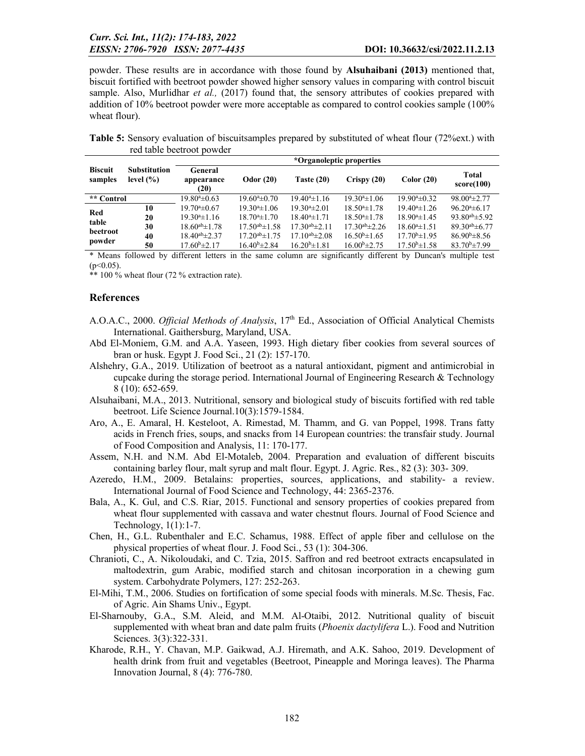powder. These results are in accordance with those found by **Alsuhaibani (2013)** mentioned that, biscuit fortified with beetroot powder showed higher sensory values in comparing with control biscuit sample. Also, Murlidhar *et al.,* (2017) found that, the sensory attributes of cookies prepared with addition of 10% beetroot powder were more acceptable as compared to control cookies sample (100% wheat flour).

**Table 5:** Sensory evaluation of biscuitsamples prepared by substituted of wheat flour (72%ext.) with red table beetroot powder

| Biscuit samples | Substitution level (%) | *Organoleptic properties | | | | | |
|---|---|---|---|---|---|---|---|
| | | General appearance (20) | Odor (20) | Taste (20) | Crispy (20) | Color (20) | Total score(100) |
| ** Control | | $19.80^{a}\pm0.63$ | $19.60^{a}\pm0.70$ | $19.40^{a}\pm1.16$ | $19.30^{a}\pm1.06$ | $19.90^{a}\pm0.32$ | $98.00^{a}\pm2.77$ |
| Red table beetroot powder | 10 | $19.70^{a}\pm0.67$ | $19.30^{a}\pm1.06$ | $19.30^{a}\pm2.01$ | $18.50^{a}\pm1.78$ | $19.40^{a}\pm1.26$ | $96.20^{a}\pm6.17$ |
| | 20 | $19.30^{a}\pm1.16$ | $18.70^{a}\pm1.70$ | $18.40^{a}\pm1.71$ | $18.50^{a}\pm1.78$ | $18.90^{a}\pm1.45$ | $93.80^{ab}\pm5.92$ |
| | 30 | $18.60^{ab}\pm1.78$ | $17.50^{ab}\pm1.58$ | $17.30^{ab}\pm2.11$ | $17.30^{ab}\pm2.26$ | $18.60^{a}\pm1.51$ | $89.30^{ab}\pm6.77$ |
| | 40 | $18.40^{ab}\pm2.37$ | $17.20^{ab}\pm1.75$ | $17.10^{ab}\pm2.08$ | $16.50^{b}\pm1.65$ | $17.70^{b}\pm1.95$ | $86.90^{b}\pm8.56$ |
| | 50 | $17.60^{b}\pm2.17$ | $16.40^{b}\pm2.84$ | $16.20^{b}\pm1.81$ | $16.00^{b}\pm2.75$ | $17.50^{b}\pm1.58$ | $83.70^{b}\pm7.99$ |

\* Means followed by different letters in the same column are significantly different by Duncan's multiple test ($p<0.05$).
\** 100 % wheat flour (72 % extraction rate).

## References

A.O.A.C., 2000. *Official Methods of Analysis*, 17th Ed., Association of Official Analytical Chemists International. Gaithersburg, Maryland, USA.

Abd El-Moniem, G.M. and A.A. Yaseen, 1993. High dietary fiber cookies from several sources of bran or husk. Egypt J. Food Sci., 21 (2): 157-170.

Alshehry, G.A., 2019. Utilization of beetroot as a natural antioxidant, pigment and antimicrobial in cupcake during the storage period. International Journal of Engineering Research & Technology 8 (10): 652-659.

Alsuhaibani, M.A., 2013. Nutritional, sensory and biological study of biscuits fortified with red table beetroot. Life Science Journal.10(3):1579-1584.

Aro, A., E. Amaral, H. Kesteloot, A. Rimestad, M. Thamm, and G. van Poppel, 1998. Trans fatty acids in French fries, soups, and snacks from 14 European countries: the transfair study. Journal of Food Composition and Analysis, 11: 170-177.

Assem, N.H. and N.M. Abd El-Motaleb, 2004. Preparation and evaluation of different biscuits containing barley flour, malt syrup and malt flour. Egypt. J. Agric. Res., 82 (3): 303- 309.

Azeredo, H.M., 2009. Betalains: properties, sources, applications, and stability- a review. International Journal of Food Science and Technology, 44: 2365-2376.

Bala, A., K. Gul, and C.S. Riar, 2015. Functional and sensory properties of cookies prepared from wheat flour supplemented with cassava and water chestnut flours. Journal of Food Science and Technology, 1(1):1-7.

Chen, H., G.L. Rubenthaler and E.C. Schamus, 1988. Effect of apple fiber and cellulose on the physical properties of wheat flour. J. Food Sci., 53 (1): 304-306.

Chranioti, C., A. Nikoloudaki, and C. Tzia, 2015. Saffron and red beetroot extracts encapsulated in maltodextrin, gum Arabic, modified starch and chitosan incorporation in a chewing gum system. Carbohydrate Polymers, 127: 252-263.

El-Mihi, T.M., 2006. Studies on fortification of some special foods with minerals. M.Sc. Thesis, Fac. of Agric. Ain Shams Univ., Egypt.

El-Sharnouby, G.A., S.M. Aleid, and M.M. Al-Otaibi, 2012. Nutritional quality of biscuit supplemented with wheat bran and date palm fruits (*Phoenix dactylifera* L.). Food and Nutrition Sciences. 3(3):322-331.

Kharode, R.H., Y. Chavan, M.P. Gaikwad, A.J. Hiremath, and A.K. Sahoo, 2019. Development of health drink from fruit and vegetables (Beetroot, Pineapple and Moringa leaves). The Pharma Innovation Journal, 8 (4): 776-780.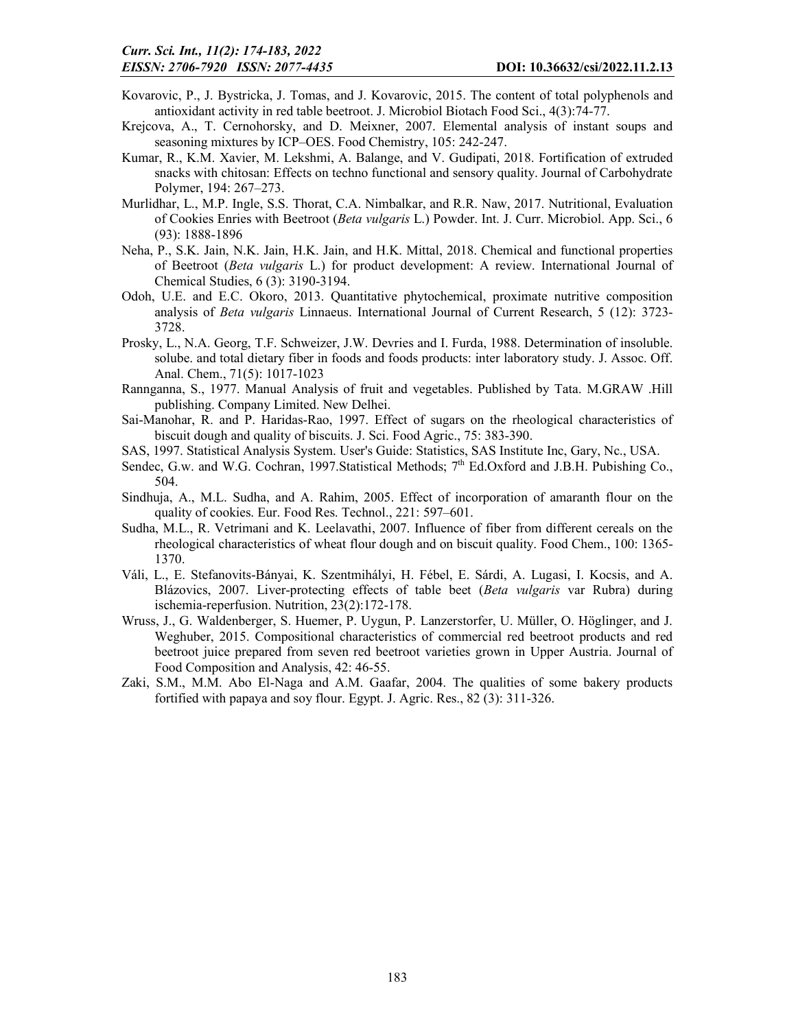Kovarovic, P., J. Bystricka, J. Tomas, and J. Kovarovic, 2015. The content of total polyphenols and antioxidant activity in red table beetroot. J. Microbiol Biotach Food Sci., 4(3):74-77.

Krejcova, A., T. Cernohorsky, and D. Meixner, 2007. Elemental analysis of instant soups and seasoning mixtures by ICP–OES. Food Chemistry, 105: 242-247.

Kumar, R., K.M. Xavier, M. Lekshmi, A. Balange, and V. Gudipati, 2018. Fortification of extruded snacks with chitosan: Effects on techno functional and sensory quality. Journal of Carbohydrate Polymer, 194: 267–273.

Murlidhar, L., M.P. Ingle, S.S. Thorat, C.A. Nimbalkar, and R.R. Naw, 2017. Nutritional, Evaluation of Cookies Enries with Beetroot (*Beta vulgaris* L.) Powder. Int. J. Curr. Microbiol. App. Sci., 6 (93): 1888-1896

Neha, P., S.K. Jain, N.K. Jain, H.K. Jain, and H.K. Mittal, 2018. Chemical and functional properties of Beetroot (*Beta vulgaris* L.) for product development: A review. International Journal of Chemical Studies, 6 (3): 3190-3194.

Odoh, U.E. and E.C. Okoro, 2013. Quantitative phytochemical, proximate nutritive composition analysis of *Beta vulgaris* Linnaeus. International Journal of Current Research, 5 (12): 3723-3728.

Prosky, L., N.A. Georg, T.F. Schweizer, J.W. Devries and I. Furda, 1988. Determination of insoluble. solube. and total dietary fiber in foods and foods products: inter laboratory study. J. Assoc. Off. Anal. Chem., 71(5): 1017-1023

Rannganna, S., 1977. Manual Analysis of fruit and vegetables. Published by Tata. M.GRAW .Hill publishing. Company Limited. New Delhei.

Sai-Manohar, R. and P. Haridas-Rao, 1997. Effect of sugars on the rheological characteristics of biscuit dough and quality of biscuits. J. Sci. Food Agric., 75: 383-390.

SAS, 1997. Statistical Analysis System. User's Guide: Statistics, SAS Institute Inc, Gary, Nc., USA.

Sendec, G.w. and W.G. Cochran, 1997.Statistical Methods; 7th Ed.Oxford and J.B.H. Pubishing Co., 504.

Sindhuja, A., M.L. Sudha, and A. Rahim, 2005. Effect of incorporation of amaranth flour on the quality of cookies. Eur. Food Res. Technol., 221: 597–601.

Sudha, M.L., R. Vetrimani and K. Leelavathi, 2007. Influence of fiber from different cereals on the rheological characteristics of wheat flour dough and on biscuit quality. Food Chem., 100: 1365-1370.

Váli, L., E. Stefanovits-Bányai, K. Szentmihályi, H. Fébel, E. Sárdi, A. Lugasi, I. Kocsis, and A. Blázovics, 2007. Liver-protecting effects of table beet (*Beta vulgaris* var Rubra) during ischemia-reperfusion. Nutrition, 23(2):172-178.

Wruss, J., G. Waldenberger, S. Huemer, P. Uygun, P. Lanzerstorfer, U. Müller, O. Höglinger, and J. Weghuber, 2015. Compositional characteristics of commercial red beetroot products and red beetroot juice prepared from seven red beetroot varieties grown in Upper Austria. Journal of Food Composition and Analysis, 42: 46-55.

Zaki, S.M., M.M. Abo El-Naga and A.M. Gaafar, 2004. The qualities of some bakery products fortified with papaya and soy flour. Egypt. J. Agric. Res., 82 (3): 311-326.